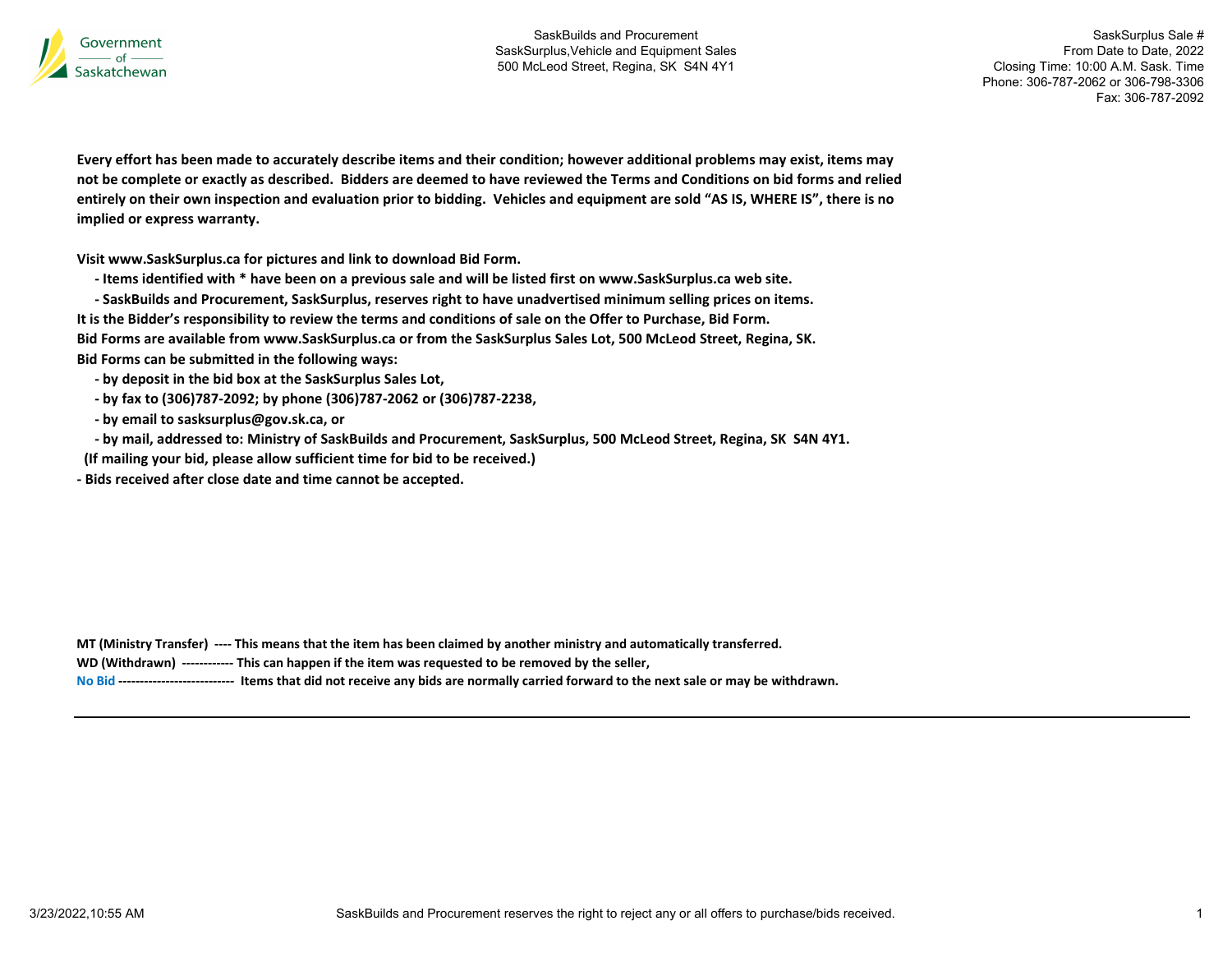Government of Saskatchewan

SaskBuilds and Procurement
SaskSurplus,Vehicle and Equipment Sales
500 McLeod Street, Regina, SK S4N 4Y1

SaskSurplus Sale #
From Date to Date, 2022
Closing Time: 10:00 A.M. Sask. Time
Phone: 306-787-2062 or 306-798-3306
Fax: 306-787-2092

**Every effort has been made to accurately describe items and their condition; however additional problems may exist, items may not be complete or exactly as described. Bidders are deemed to have reviewed the Terms and Conditions on bid forms and relied entirely on their own inspection and evaluation prior to bidding. Vehicles and equipment are sold "AS IS, WHERE IS", there is no implied or express warranty.**

**Visit www.SaskSurplus.ca for pictures and link to download Bid Form.**

- **Items identified with * have been on a previous sale and will be listed first on www.SaskSurplus.ca web site.**
- **SaskBuilds and Procurement, SaskSurplus, reserves right to have unadvertised minimum selling prices on items.**

**It is the Bidder's responsibility to review the terms and conditions of sale on the Offer to Purchase, Bid Form.**
**Bid Forms are available from www.SaskSurplus.ca or from the SaskSurplus Sales Lot, 500 McLeod Street, Regina, SK.**
**Bid Forms can be submitted in the following ways:**

- **by deposit in the bid box at the SaskSurplus Sales Lot,**
- **by fax to (306)787-2092; by phone (306)787-2062 or (306)787-2238,**
- **by email to sasksurplus@gov.sk.ca, or**
- **by mail, addressed to: Ministry of SaskBuilds and Procurement, SaskSurplus, 500 McLeod Street, Regina, SK S4N 4Y1.**

**(If mailing your bid, please allow sufficient time for bid to be received.)**

- **Bids received after close date and time cannot be accepted.**

**MT (Ministry Transfer) ---- This means that the item has been claimed by another ministry and automatically transferred.**
**WD (Withdrawn) ------------ This can happen if the item was requested to be removed by the seller,**
**No Bid --------------------------- Items that did not receive any bids are normally carried forward to the next sale or may be withdrawn.**

3/23/2022,10:55 AM SaskBuilds and Procurement reserves the right to reject any or all offers to purchase/bids received.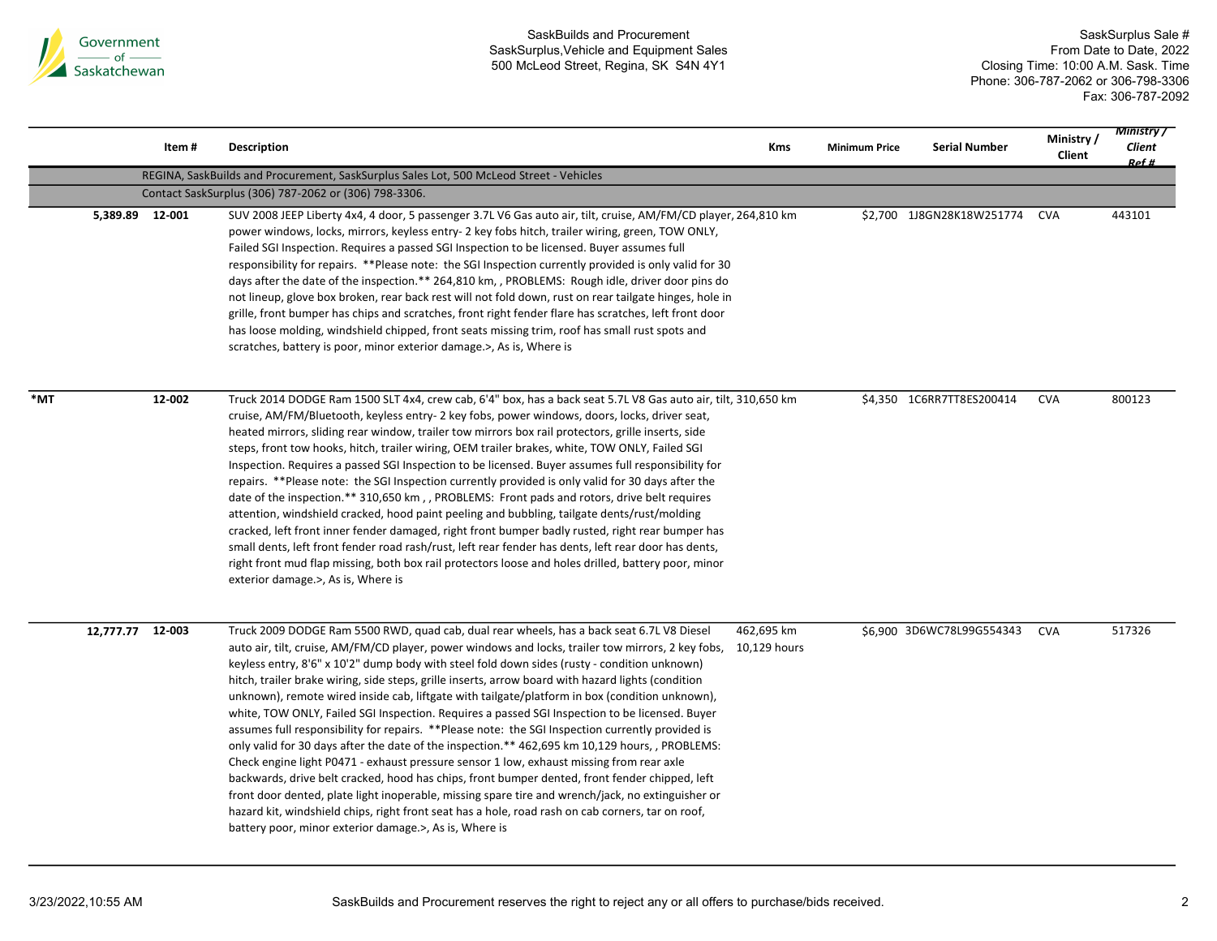|  | Item # | Description | Kms | Minimum Price | Serial Number | Ministry / Client | Ministry / Client Ref # |
|---|---|---|---|---|---|---|---|
|  |  | REGINA, SaskBuilds and Procurement, SaskSurplus Sales Lot, 500 McLeod Street - Vehicles |  |  |  |  |  |
|  |  | Contact SaskSurplus (306) 787-2062 or (306) 798-3306. |  |  |  |  |  |
| 5,389.89 | 12-001 | SUV 2008 JEEP Liberty 4x4, 4 door, 5 passenger 3.7L V6 Gas auto air, tilt, cruise, AM/FM/CD player, power windows, locks, mirrors, keyless entry- 2 key fobs hitch, trailer wiring, green, TOW ONLY, Failed SGI Inspection. Requires a passed SGI Inspection to be licensed. Buyer assumes full responsibility for repairs. **Please note: the SGI Inspection currently provided is only valid for 30 days after the date of the inspection.** 264,810 km, , PROBLEMS: Rough idle, driver door pins do not lineup, glove box broken, rear back rest will not fold down, rust on rear tailgate hinges, hole in grille, front bumper has chips and scratches, front right fender flare has scratches, left front door has loose molding, windshield chipped, front seats missing trim, roof has small rust spots and scratches, battery is poor, minor exterior damage.>, As is, Where is | 264,810 km | $2,700 | 1J8GN28K18W251774 | CVA | 443101 |
| *MT | 12-002 | Truck 2014 DODGE Ram 1500 SLT 4x4, crew cab, 6'4" box, has a back seat 5.7L V8 Gas auto air, tilt, cruise, AM/FM/Bluetooth, keyless entry- 2 key fobs, power windows, doors, locks, driver seat, heated mirrors, sliding rear window, trailer tow mirrors box rail protectors, grille inserts, side steps, front tow hooks, hitch, trailer wiring, OEM trailer brakes, white, TOW ONLY, Failed SGI Inspection. Requires a passed SGI Inspection to be licensed. Buyer assumes full responsibility for repairs. **Please note: the SGI Inspection currently provided is only valid for 30 days after the date of the inspection.** 310,650 km , , PROBLEMS: Front pads and rotors, drive belt requires attention, windshield cracked, hood paint peeling and bubbling, tailgate dents/rust/molding cracked, left front inner fender damaged, right front bumper badly rusted, right rear bumper has small dents, left front fender road rash/rust, left rear fender has dents, left rear door has dents, right front mud flap missing, both box rail protectors loose and holes drilled, battery poor, minor exterior damage.>, As is, Where is | 310,650 km | $4,350 | 1C6RR7TT8ES200414 | CVA | 800123 |
| 12,777.77 | 12-003 | Truck 2009 DODGE Ram 5500 RWD, quad cab, dual rear wheels, has a back seat 6.7L V8 Diesel auto air, tilt, cruise, AM/FM/CD player, power windows and locks, trailer tow mirrors, 2 key fobs, keyless entry, 8'6" x 10'2" dump body with steel fold down sides (rusty - condition unknown) hitch, trailer brake wiring, side steps, grille inserts, arrow board with hazard lights (condition unknown), remote wired inside cab, liftgate with tailgate/platform in box (condition unknown), white, TOW ONLY, Failed SGI Inspection. Requires a passed SGI Inspection to be licensed. Buyer assumes full responsibility for repairs. **Please note: the SGI Inspection currently provided is only valid for 30 days after the date of the inspection.** 462,695 km 10,129 hours, , PROBLEMS: Check engine light P0471 - exhaust pressure sensor 1 low, exhaust missing from rear axle backwards, drive belt cracked, hood has chips, front bumper dented, front fender chipped, left front door dented, plate light inoperable, missing spare tire and wrench/jack, no extinguisher or hazard kit, windshield chips, right front seat has a hole, road rash on cab corners, tar on roof, battery poor, minor exterior damage.>, As is, Where is | 462,695 km 10,129 hours | $6,900 | 3D6WC78L99G554343 | CVA | 517326 |

SaskBuilds and Procurement reserves the right to reject any or all offers to purchase/bids received.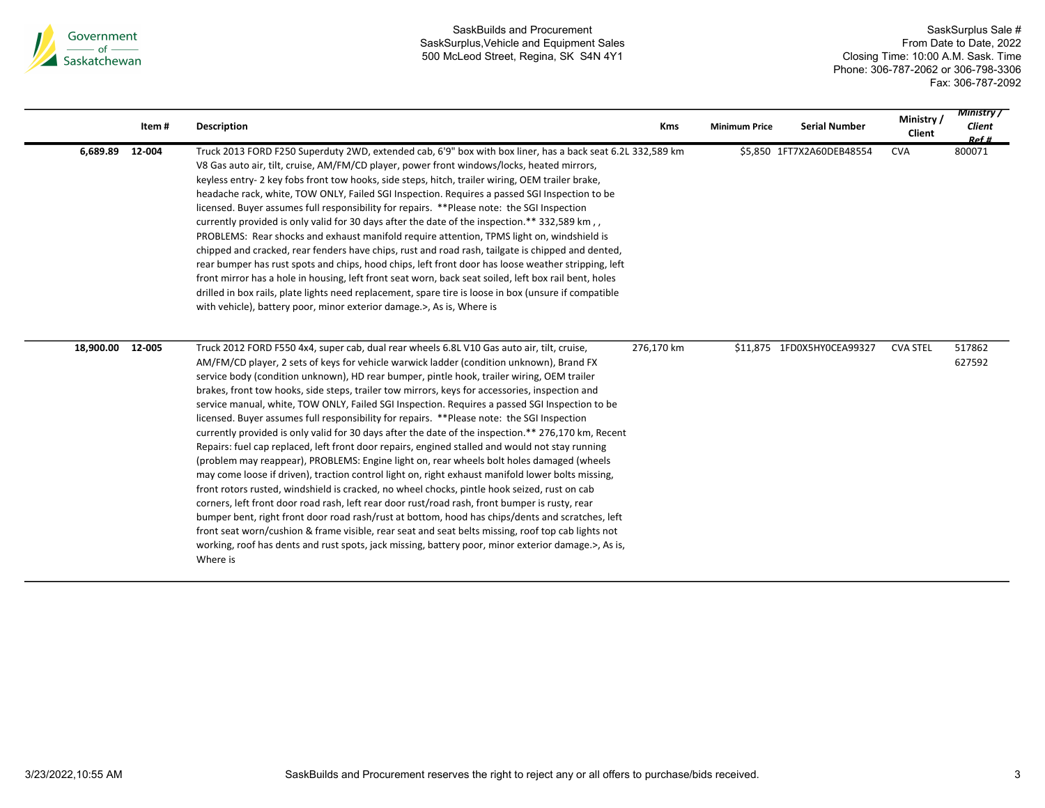| | Item # | Description | Kms | Minimum Price | Serial Number | Ministry / Client | *Ministry / Client Ref #* |
|---|---|---|---|---|---|---|---|
| 6,689.89 | 12-004 | Truck 2013 FORD F250 Superduty 2WD, extended cab, 6'9" box with box liner, has a back seat 6.2L V8 Gas auto air, tilt, cruise, AM/FM/CD player, power front windows/locks, heated mirrors, keyless entry- 2 key fobs front tow hooks, side steps, hitch, trailer wiring, OEM trailer brake, headache rack, white, TOW ONLY, Failed SGI Inspection. Requires a passed SGI Inspection to be licensed. Buyer assumes full responsibility for repairs. **Please note: the SGI Inspection currently provided is only valid for 30 days after the date of the inspection.** 332,589 km , , PROBLEMS: Rear shocks and exhaust manifold require attention, TPMS light on, windshield is chipped and cracked, rear fenders have chips, rust and road rash, tailgate is chipped and dented, rear bumper has rust spots and chips, hood chips, left front door has loose weather stripping, left front mirror has a hole in housing, left front seat worn, back seat soiled, left box rail bent, holes drilled in box rails, plate lights need replacement, spare tire is loose in box (unsure if compatible with vehicle), battery poor, minor exterior damage.>, As is, Where is | 332,589 km | $5,850 | 1FT7X2A60DEB48554 | CVA | 800071 |
| 18,900.00 | 12-005 | Truck 2012 FORD F550 4x4, super cab, dual rear wheels 6.8L V10 Gas auto air, tilt, cruise, AM/FM/CD player, 2 sets of keys for vehicle warwick ladder (condition unknown), Brand FX service body (condition unknown), HD rear bumper, pintle hook, trailer wiring, OEM trailer brakes, front tow hooks, side steps, trailer tow mirrors, keys for accessories, inspection and service manual, white, TOW ONLY, Failed SGI Inspection. Requires a passed SGI Inspection to be licensed. Buyer assumes full responsibility for repairs. **Please note: the SGI Inspection currently provided is only valid for 30 days after the date of the inspection.** 276,170 km, Recent Repairs: fuel cap replaced, left front door repairs, engined stalled and would not stay running (problem may reappear), PROBLEMS: Engine light on, rear wheels bolt holes damaged (wheels may come loose if driven), traction control light on, right exhaust manifold lower bolts missing, front rotors rusted, windshield is cracked, no wheel chocks, pintle hook seized, rust on cab corners, left front door road rash, left rear door rust/road rash, front bumper is rusty, rear bumper bent, right front door road rash/rust at bottom, hood has chips/dents and scratches, left front seat worn/cushion & frame visible, rear seat and seat belts missing, roof top cab lights not working, roof has dents and rust spots, jack missing, battery poor, minor exterior damage.>, As is, Where is | 276,170 km | $11,875 | 1FD0X5HY0CEA99327 | CVA STEL | 517862 627592 |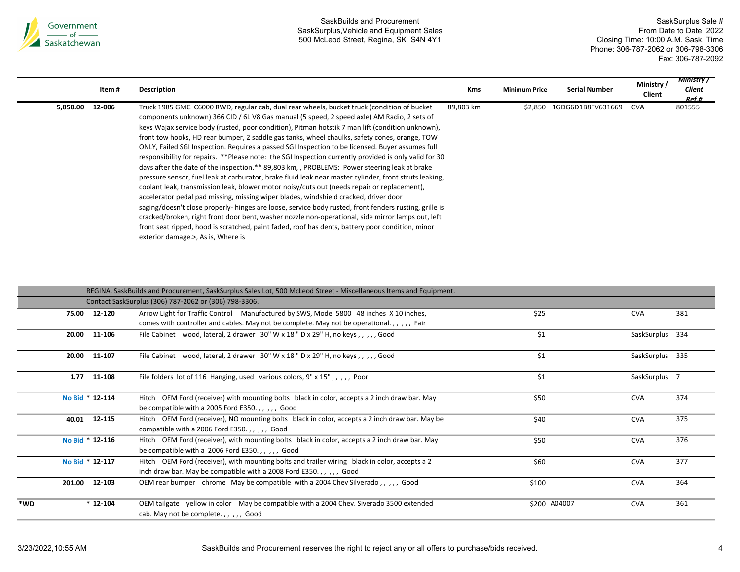| | Item # | Description | Kms | Minimum Price | Serial Number | Ministry / Client | *Ministry / Client Ref #* |
|---|---|---|---|---|---|---|---|
| 5,850.00 | 12-006 | Truck 1985 GMC C6000 RWD, regular cab, dual rear wheels, bucket truck (condition of bucket components unknown) 366 CID / 6L V8 Gas manual (5 speed, 2 speed axle) AM Radio, 2 sets of keys Wajax service body (rusted, poor condition), Pitman hotstik 7 man lift (condition unknown), front tow hooks, HD rear bumper, 2 saddle gas tanks, wheel chaulks, safety cones, orange, TOW ONLY, Failed SGI Inspection. Requires a passed SGI Inspection to be licensed. Buyer assumes full responsibility for repairs. **Please note: the SGI Inspection currently provided is only valid for 30 days after the date of the inspection.** 89,803 km, , PROBLEMS: Power steering leak at brake pressure sensor, fuel leak at carburator, brake fluid leak near master cylinder, front struts leaking, coolant leak, transmission leak, blower motor noisy/cuts out (needs repair or replacement), accelerator pedal pad missing, missing wiper blades, windshield cracked, driver door saging/doesn't close properly- hinges are loose, service body rusted, front fenders rusting, grille is cracked/broken, right front door bent, washer nozzle non-operational, side mirror lamps out, left front seat ripped, hood is scratched, paint faded, roof has dents, battery poor condition, minor exterior damage.>, As is, Where is | 89,803 km | $2,850 | 1GDG6D1B8FV631669 | CVA | 801555 |

| | Item # | Description | Minimum Price | Serial Number | Ministry / Client | Ministry / Client Ref # |
|---|---|---|---|---|---|---|
| | | REGINA, SaskBuilds and Procurement, SaskSurplus Sales Lot, 500 McLeod Street - Miscellaneous Items and Equipment. | | | | |
| | | Contact SaskSurplus (306) 787-2062 or (306) 798-3306. | | | | |
| 75.00 | 12-120 | Arrow Light for Traffic Control Manufactured by SWS, Model 5800 48 inches X 10 inches, comes with controller and cables. May not be complete. May not be operational. , , , , , Fair | $25 | | CVA | 381 |
| 20.00 | 11-106 | File Cabinet wood, lateral, 2 drawer 30" W x 18 " D x 29" H, no keys , , , , , Good | $1 | | SaskSurplus | 334 |
| 20.00 | 11-107 | File Cabinet wood, lateral, 2 drawer 30" W x 18 " D x 29" H, no keys , , , , , Good | $1 | | SaskSurplus | 335 |
| 1.77 | 11-108 | File folders lot of 116 Hanging, used various colors, 9" x 15" , , , , , Poor | $1 | | SaskSurplus | 7 |
| No Bid | * 12-114 | Hitch OEM Ford (receiver) with mounting bolts black in color, accepts a 2 inch draw bar. May be compatible with a 2005 Ford E350. , , , , , Good | $50 | | CVA | 374 |
| 40.01 | 12-115 | Hitch OEM Ford (receiver), NO mounting bolts black in color, accepts a 2 inch draw bar. May be compatible with a 2006 Ford E350. , , , , , Good | $40 | | CVA | 375 |
| No Bid | * 12-116 | Hitch OEM Ford (receiver), with mounting bolts black in color, accepts a 2 inch draw bar. May be compatible with a 2006 Ford E350. , , , , , Good | $50 | | CVA | 376 |
| No Bid | * 12-117 | Hitch OEM Ford (receiver), with mounting bolts and trailer wiring black in color, accepts a 2 inch draw bar. May be compatible with a 2008 Ford E350. , , , , , Good | $60 | | CVA | 377 |
| 201.00 | 12-103 | OEM rear bumper chrome May be compatible with a 2004 Chev Silverado , , , , , Good | $100 | | CVA | 364 |
| *WD | * 12-104 | OEM tailgate yellow in color May be compatible with a 2004 Chev. Siverado 3500 extended cab. May not be complete. , , , , , Good | $200 | A04007 | CVA | 361 |

SaskBuilds and Procurement reserves the right to reject any or all offers to purchase/bids received.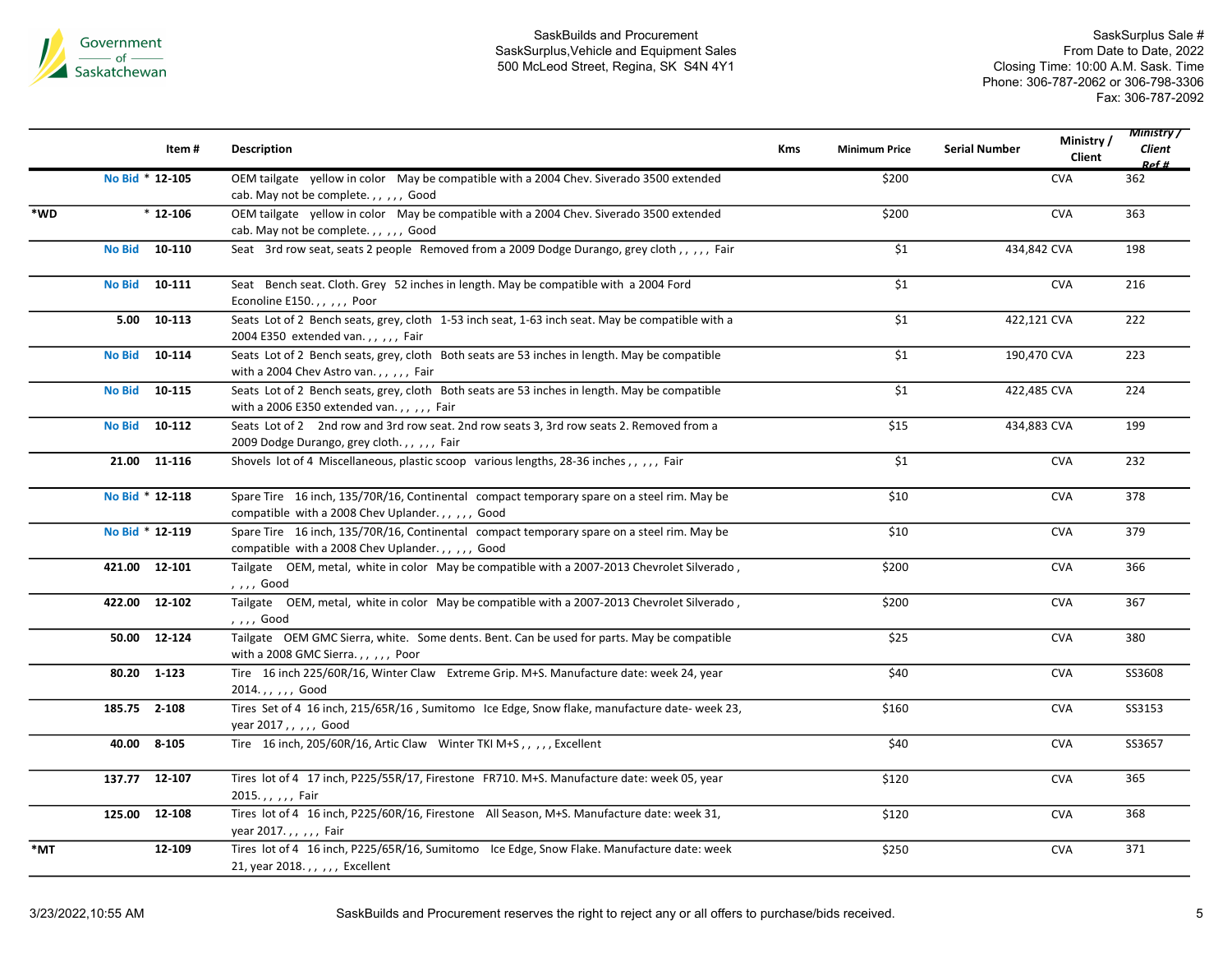| | | Item # | Description | Kms | Minimum Price | Serial Number | Ministry / Client | Ministry / Client Ref # |
|---|---|---|---|---|---|---|---|---|
| | No Bid | * 12-105 | OEM tailgate yellow in color May be compatible with a 2004 Chev. Siverado 3500 extended cab. May not be complete. , , , , , Good | | $200 | | CVA | 362 |
| *WD | | * 12-106 | OEM tailgate yellow in color May be compatible with a 2004 Chev. Siverado 3500 extended cab. May not be complete. , , , , , Good | | $200 | | CVA | 363 |
| | No Bid | 10-110 | Seat 3rd row seat, seats 2 people Removed from a 2009 Dodge Durango, grey cloth , , , , , Fair | | $1 | 434,842 | CVA | 198 |
| | No Bid | 10-111 | Seat Bench seat. Cloth. Grey 52 inches in length. May be compatible with a 2004 Ford Econoline E150. , , , , , Poor | | $1 | | CVA | 216 |
| | 5.00 | 10-113 | Seats Lot of 2 Bench seats, grey, cloth 1-53 inch seat, 1-63 inch seat. May be compatible with a 2004 E350 extended van. , , , , , Fair | | $1 | 422,121 | CVA | 222 |
| | No Bid | 10-114 | Seats Lot of 2 Bench seats, grey, cloth Both seats are 53 inches in length. May be compatible with a 2004 Chev Astro van. , , , , , Fair | | $1 | 190,470 | CVA | 223 |
| | No Bid | 10-115 | Seats Lot of 2 Bench seats, grey, cloth Both seats are 53 inches in length. May be compatible with a 2006 E350 extended van. , , , , , Fair | | $1 | 422,485 | CVA | 224 |
| | No Bid | 10-112 | Seats Lot of 2 2nd row and 3rd row seat. 2nd row seats 3, 3rd row seats 2. Removed from a 2009 Dodge Durango, grey cloth. , , , , , Fair | | $15 | 434,883 | CVA | 199 |
| | 21.00 | 11-116 | Shovels lot of 4 Miscellaneous, plastic scoop various lengths, 28-36 inches , , , , , Fair | | $1 | | CVA | 232 |
| | No Bid | * 12-118 | Spare Tire 16 inch, 135/70R/16, Continental compact temporary spare on a steel rim. May be compatible with a 2008 Chev Uplander. , , , , , Good | | $10 | | CVA | 378 |
| | No Bid | * 12-119 | Spare Tire 16 inch, 135/70R/16, Continental compact temporary spare on a steel rim. May be compatible with a 2008 Chev Uplander. , , , , , Good | | $10 | | CVA | 379 |
| | 421.00 | 12-101 | Tailgate OEM, metal, white in color May be compatible with a 2007-2013 Chevrolet Silverado , , , , , Good | | $200 | | CVA | 366 |
| | 422.00 | 12-102 | Tailgate OEM, metal, white in color May be compatible with a 2007-2013 Chevrolet Silverado , , , , , Good | | $200 | | CVA | 367 |
| | 50.00 | 12-124 | Tailgate OEM GMC Sierra, white. Some dents. Bent. Can be used for parts. May be compatible with a 2008 GMC Sierra. , , , , , Poor | | $25 | | CVA | 380 |
| | 80.20 | 1-123 | Tire 16 inch 225/60R/16, Winter Claw Extreme Grip. M+S. Manufacture date: week 24, year 2014. , , , , , Good | | $40 | | CVA | SS3608 |
| | 185.75 | 2-108 | Tires Set of 4 16 inch, 215/65R/16 , Sumitomo Ice Edge, Snow flake, manufacture date- week 23, year 2017 , , , , , Good | | $160 | | CVA | SS3153 |
| | 40.00 | 8-105 | Tire 16 inch, 205/60R/16, Artic Claw Winter TKI M+S , , , , , Excellent | | $40 | | CVA | SS3657 |
| | 137.77 | 12-107 | Tires lot of 4 17 inch, P225/55R/17, Firestone FR710. M+S. Manufacture date: week 05, year 2015. , , , , , Fair | | $120 | | CVA | 365 |
| | 125.00 | 12-108 | Tires lot of 4 16 inch, P225/60R/16, Firestone All Season, M+S. Manufacture date: week 31, year 2017. , , , , , Fair | | $120 | | CVA | 368 |
| *MT | | 12-109 | Tires lot of 4 16 inch, P225/65R/16, Sumitomo Ice Edge, Snow Flake. Manufacture date: week 21, year 2018. , , , , , Excellent | | $250 | | CVA | 371 |

SaskBuilds and Procurement reserves the right to reject any or all offers to purchase/bids received.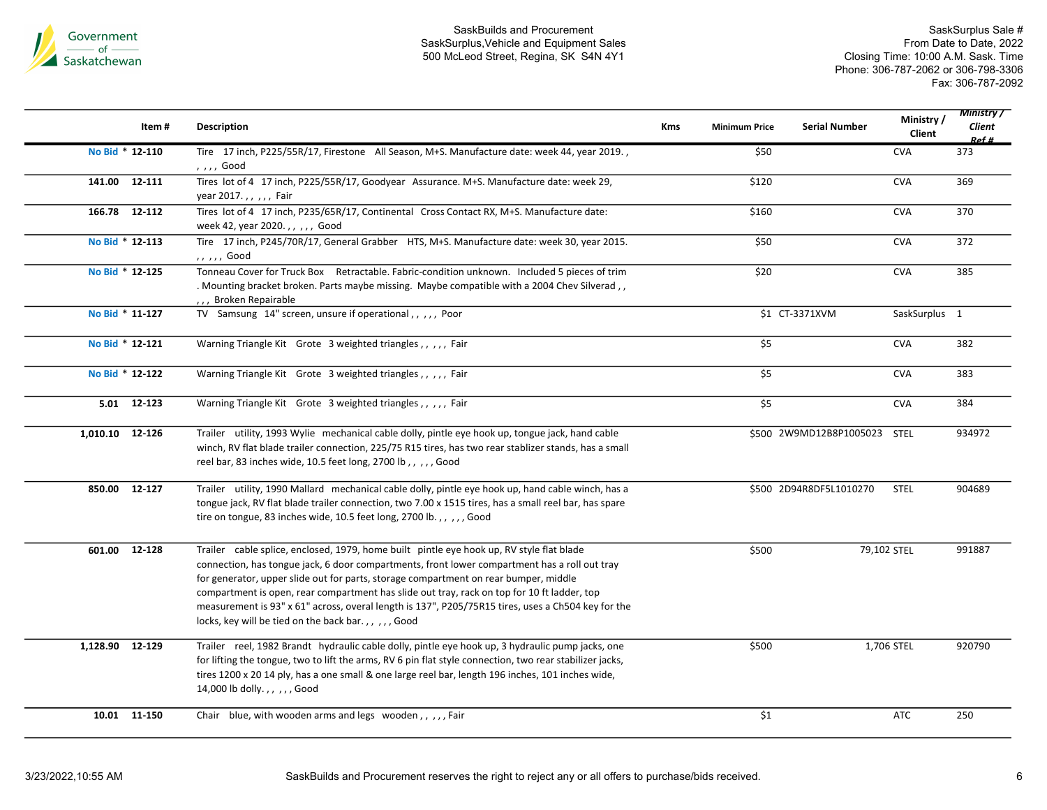Government of Saskatchewan

SaskBuilds and Procurement
SaskSurplus,Vehicle and Equipment Sales
500 McLeod Street, Regina, SK S4N 4Y1

SaskSurplus Sale #
From Date to Date, 2022
Closing Time: 10:00 A.M. Sask. Time
Phone: 306-787-2062 or 306-798-3306
Fax: 306-787-2092

| | Item # | Description | Kms | Minimum Price | Serial Number | Ministry / Client | Ministry / Client Ref # |
|---|---|---|---|---|---|---|---|
| No Bid | * 12-110 | Tire 17 inch, P225/55R/17, Firestone All Season, M+S. Manufacture date: week 44, year 2019. , , , , , Good | | $50 | | CVA | 373 |
| 141.00 | 12-111 | Tires lot of 4 17 inch, P225/55R/17, Goodyear Assurance. M+S. Manufacture date: week 29, year 2017. , , , , , Fair | | $120 | | CVA | 369 |
| 166.78 | 12-112 | Tires lot of 4 17 inch, P235/65R/17, Continental Cross Contact RX, M+S. Manufacture date: week 42, year 2020. , , , , , Good | | $160 | | CVA | 370 |
| No Bid | * 12-113 | Tire 17 inch, P245/70R/17, General Grabber HTS, M+S. Manufacture date: week 30, year 2015. , , , , , Good | | $50 | | CVA | 372 |
| No Bid | * 12-125 | Tonneau Cover for Truck Box Retractable. Fabric-condition unknown. Included 5 pieces of trim . Mounting bracket broken. Parts maybe missing. Maybe compatible with a 2004 Chev Silverad , , , , , Broken Repairable | | $20 | | CVA | 385 |
| No Bid | * 11-127 | TV Samsung 14" screen, unsure if operational , , , , , Poor | | $1 | CT-3371XVM | SaskSurplus | 1 |
| No Bid | * 12-121 | Warning Triangle Kit Grote 3 weighted triangles , , , , , Fair | | $5 | | CVA | 382 |
| No Bid | * 12-122 | Warning Triangle Kit Grote 3 weighted triangles , , , , , Fair | | $5 | | CVA | 383 |
| 5.01 | 12-123 | Warning Triangle Kit Grote 3 weighted triangles , , , , , Fair | | $5 | | CVA | 384 |
| 1,010.10 | 12-126 | Trailer utility, 1993 Wylie mechanical cable dolly, pintle eye hook up, tongue jack, hand cable winch, RV flat blade trailer connection, 225/75 R15 tires, has two rear stablizer stands, has a small reel bar, 83 inches wide, 10.5 feet long, 2700 lb , , , , , Good | | $500 | 2W9MD12B8P1005023 | STEL | 934972 |
| 850.00 | 12-127 | Trailer utility, 1990 Mallard mechanical cable dolly, pintle eye hook up, hand cable winch, has a tongue jack, RV flat blade trailer connection, two 7.00 x 1515 tires, has a small reel bar, has spare tire on tongue, 83 inches wide, 10.5 feet long, 2700 lb. , , , , , Good | | $500 | 2D94R8DF5L1010270 | STEL | 904689 |
| 601.00 | 12-128 | Trailer cable splice, enclosed, 1979, home built pintle eye hook up, RV style flat blade connection, has tongue jack, 6 door compartments, front lower compartment has a roll out tray for generator, upper slide out for parts, storage compartment on rear bumper, middle compartment is open, rear compartment has slide out tray, rack on top for 10 ft ladder, top measurement is 93" x 61" across, overal length is 137", P205/75R15 tires, uses a Ch504 key for the locks, key will be tied on the back bar. , , , , , Good | | $500 | 79,102 | STEL | 991887 |
| 1,128.90 | 12-129 | Trailer reel, 1982 Brandt hydraulic cable dolly, pintle eye hook up, 3 hydraulic pump jacks, one for lifting the tongue, two to lift the arms, RV 6 pin flat style connection, two rear stabilizer jacks, tires 1200 x 20 14 ply, has a one small & one large reel bar, length 196 inches, 101 inches wide, 14,000 lb dolly. , , , , , Good | | $500 | 1,706 | STEL | 920790 |
| 10.01 | 11-150 | Chair blue, with wooden arms and legs wooden , , , , , Fair | | $1 | | ATC | 250 |

SaskBuilds and Procurement reserves the right to reject any or all offers to purchase/bids received.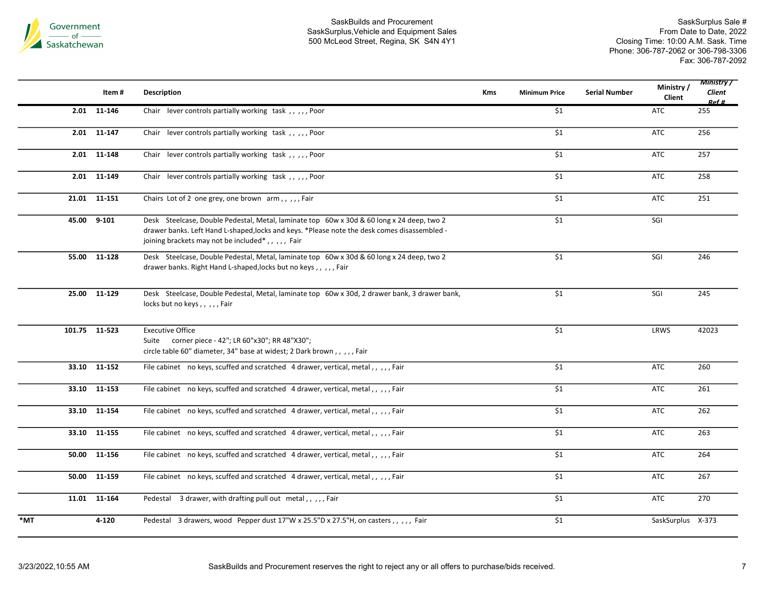SaskBuilds and Procurement
SaskSurplus,Vehicle and Equipment Sales
500 McLeod Street, Regina, SK S4N 4Y1

SaskSurplus Sale #
From Date to Date, 2022
Closing Time: 10:00 A.M. Sask. Time
Phone: 306-787-2062 or 306-798-3306
Fax: 306-787-2092

| | Item # | Description | Kms | Minimum Price | Serial Number | Ministry / Client | Ministry / Client Ref # |
|---|---|---|---|---|---|---|---|
| 2.01 | 11-146 | Chair lever controls partially working task , , , , , Poor | | $1 | | ATC | 255 |
| 2.01 | 11-147 | Chair lever controls partially working task , , , , , Poor | | $1 | | ATC | 256 |
| 2.01 | 11-148 | Chair lever controls partially working task , , , , , Poor | | $1 | | ATC | 257 |
| 2.01 | 11-149 | Chair lever controls partially working task , , , , , Poor | | $1 | | ATC | 258 |
| 21.01 | 11-151 | Chairs Lot of 2 one grey, one brown arm , , , , , Fair | | $1 | | ATC | 251 |
| 45.00 | 9-101 | Desk Steelcase, Double Pedestal, Metal, laminate top 60w x 30d & 60 long x 24 deep, two 2 drawer banks. Left Hand L-shaped,locks and keys. *Please note the desk comes disassembled - joining brackets may not be included* , , , , , Fair | | $1 | | SGI | |
| 55.00 | 11-128 | Desk Steelcase, Double Pedestal, Metal, laminate top 60w x 30d & 60 long x 24 deep, two 2 drawer banks. Right Hand L-shaped,locks but no keys , , , , , Fair | | $1 | | SGI | 246 |
| 25.00 | 11-129 | Desk Steelcase, Double Pedestal, Metal, laminate top 60w x 30d, 2 drawer bank, 3 drawer bank, locks but no keys , , , , , Fair | | $1 | | SGI | 245 |
| 101.75 | 11-523 | Executive Office Suite corner piece - 42"; LR 60"x30"; RR 48"X30"; circle table 60" diameter, 34" base at widest; 2 Dark brown , , , , , Fair | | $1 | | LRWS | 42023 |
| 33.10 | 11-152 | File cabinet no keys, scuffed and scratched 4 drawer, vertical, metal , , , , , Fair | | $1 | | ATC | 260 |
| 33.10 | 11-153 | File cabinet no keys, scuffed and scratched 4 drawer, vertical, metal , , , , , Fair | | $1 | | ATC | 261 |
| 33.10 | 11-154 | File cabinet no keys, scuffed and scratched 4 drawer, vertical, metal , , , , , Fair | | $1 | | ATC | 262 |
| 33.10 | 11-155 | File cabinet no keys, scuffed and scratched 4 drawer, vertical, metal , , , , , Fair | | $1 | | ATC | 263 |
| 50.00 | 11-156 | File cabinet no keys, scuffed and scratched 4 drawer, vertical, metal , , , , , Fair | | $1 | | ATC | 264 |
| 50.00 | 11-159 | File cabinet no keys, scuffed and scratched 4 drawer, vertical, metal , , , , , Fair | | $1 | | ATC | 267 |
| 11.01 | 11-164 | Pedestal 3 drawer, with drafting pull out metal , , , , , Fair | | $1 | | ATC | 270 |
| *MT | 4-120 | Pedestal 3 drawers, wood Pepper dust 17"W x 25.5"D x 27.5"H, on casters , , , , , Fair | | $1 | | SaskSurplus | X-373 |

3/23/2022,10:55 AM

SaskBuilds and Procurement reserves the right to reject any or all offers to purchase/bids received.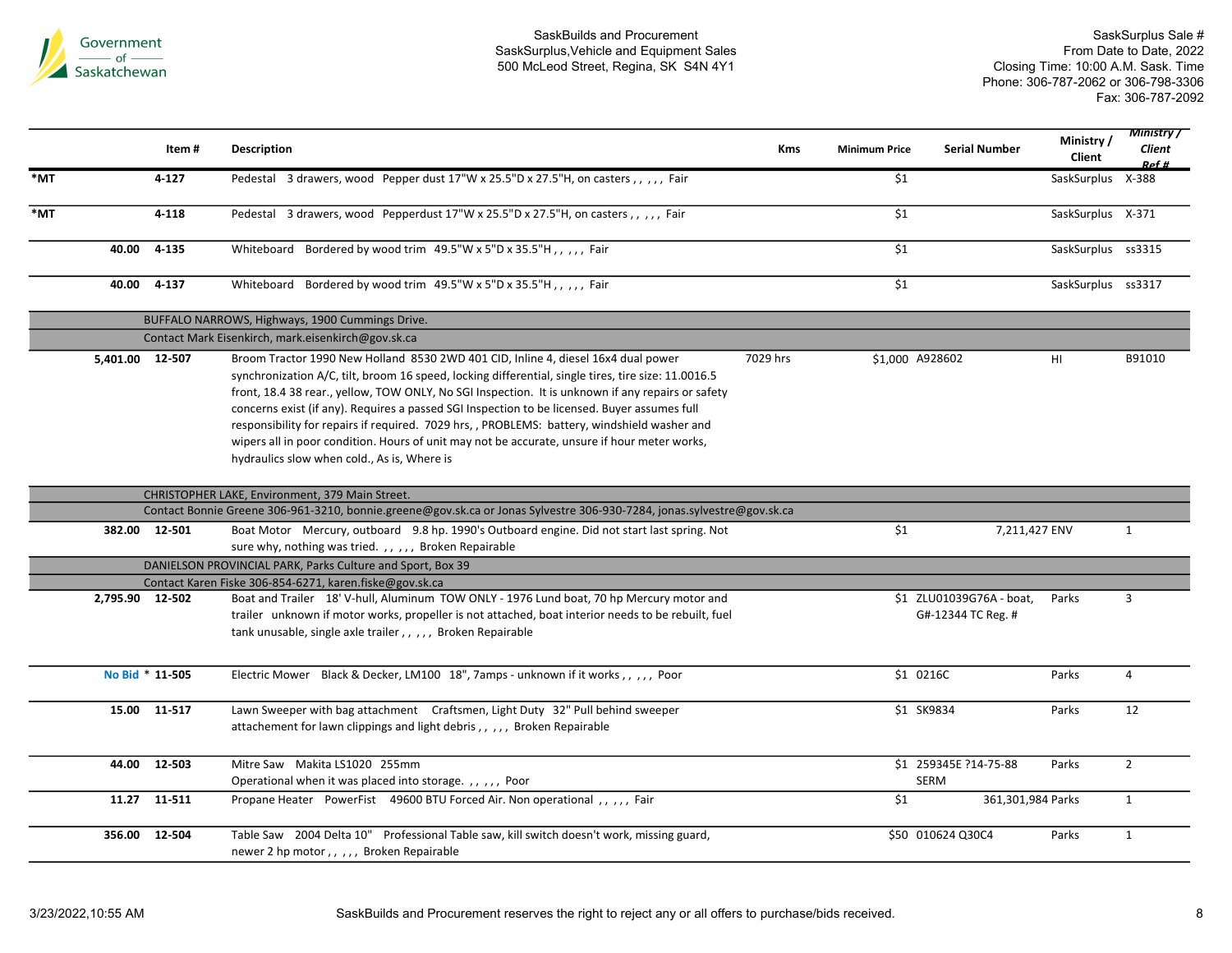| | Item # | Description | Kms | Minimum Price | Serial Number | Ministry / Client | Ministry / Client Ref # |
|---|---|---|---|---|---|---|---|
| *MT | 4-127 | Pedestal 3 drawers, wood Pepper dust 17"W x 25.5"D x 27.5"H, on casters , , , , , Fair | | $1 | | SaskSurplus | X-388 |
| *MT | 4-118 | Pedestal 3 drawers, wood Pepperdust 17"W x 25.5"D x 27.5"H, on casters , , , , , Fair | | $1 | | SaskSurplus | X-371 |
| 40.00 | 4-135 | Whiteboard Bordered by wood trim 49.5"W x 5"D x 35.5"H , , , , , Fair | | $1 | | SaskSurplus | ss3315 |
| 40.00 | 4-137 | Whiteboard Bordered by wood trim 49.5"W x 5"D x 35.5"H , , , , , Fair | | $1 | | SaskSurplus | ss3317 |
| | BUFFALO NARROWS, Highways, 1900 Cummings Drive. | | | | | | |
| | Contact Mark Eisenkirch, mark.eisenkirch@gov.sk.ca | | | | | | |
| 5,401.00 | 12-507 | Broom Tractor 1990 New Holland 8530 2WD 401 CID, Inline 4, diesel 16x4 dual power synchronization A/C, tilt, broom 16 speed, locking differential, single tires, tire size: 11.0016.5 front, 18.4 38 rear., yellow, TOW ONLY, No SGI Inspection. It is unknown if any repairs or safety concerns exist (if any). Requires a passed SGI Inspection to be licensed. Buyer assumes full responsibility for repairs if required. 7029 hrs, , PROBLEMS: battery, windshield washer and wipers all in poor condition. Hours of unit may not be accurate, unsure if hour meter works, hydraulics slow when cold., As is, Where is | 7029 hrs | $1,000 | A928602 | HI | B91010 |
| | CHRISTOPHER LAKE, Environment, 379 Main Street. | | | | | | |
| | Contact Bonnie Greene 306-961-3210, bonnie.greene@gov.sk.ca or Jonas Sylvestre 306-930-7284, jonas.sylvestre@gov.sk.ca | | | | | | |
| 382.00 | 12-501 | Boat Motor Mercury, outboard 9.8 hp. 1990's Outboard engine. Did not start last spring. Not sure why, nothing was tried. , , , , , Broken Repairable | | $1 | 7,211,427 | ENV | 1 |
| | DANIELSON PROVINCIAL PARK, Parks Culture and Sport, Box 39 | | | | | | |
| | Contact Karen Fiske 306-854-6271, karen.fiske@gov.sk.ca | | | | | | |
| 2,795.90 | 12-502 | Boat and Trailer 18' V-hull, Aluminum TOW ONLY - 1976 Lund boat, 70 hp Mercury motor and trailer unknown if motor works, propeller is not attached, boat interior needs to be rebuilt, fuel tank unusable, single axle trailer , , , , , Broken Repairable | | $1 | ZLU01039G76A - boat, G#-12344 TC Reg. # | Parks | 3 |
| No Bid * | 11-505 | Electric Mower Black & Decker, LM100 18", 7amps - unknown if it works , , , , , Poor | | $1 | 0216C | Parks | 4 |
| 15.00 | 11-517 | Lawn Sweeper with bag attachment Craftsmen, Light Duty 32" Pull behind sweeper attachement for lawn clippings and light debris , , , , , Broken Repairable | | $1 | SK9834 | Parks | 12 |
| 44.00 | 12-503 | Mitre Saw Makita LS1020 255mm Operational when it was placed into storage. , , , , , Poor | | $1 | 259345E ?14-75-88 SERM | Parks | 2 |
| 11.27 | 11-511 | Propane Heater PowerFist 49600 BTU Forced Air. Non operational , , , , , Fair | | $1 | 361,301,984 | Parks | 1 |
| 356.00 | 12-504 | Table Saw 2004 Delta 10" Professional Table saw, kill switch doesn't work, missing guard, newer 2 hp motor , , , , , Broken Repairable | | $50 | 010624 Q30C4 | Parks | 1 |

SaskBuilds and Procurement reserves the right to reject any or all offers to purchase/bids received.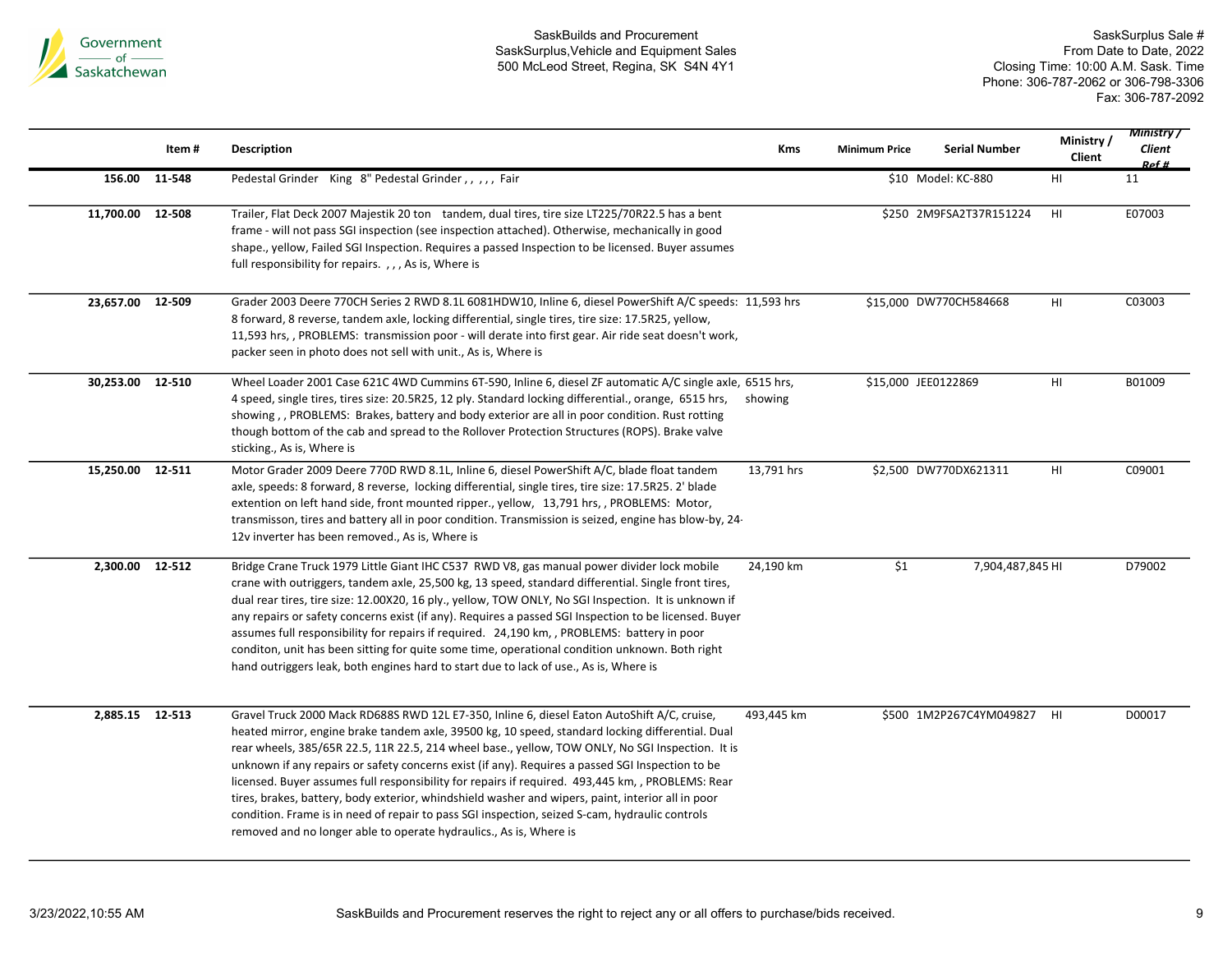| | Item # | Description | Kms | Minimum Price | Serial Number | Ministry / Client | Ministry / Client Ref # |
|---|---|---|---|---|---|---|---|
| 156.00 | 11-548 | Pedestal Grinder King 8" Pedestal Grinder , , , , , Fair | | $10 | Model: KC-880 | HI | 11 |
| 11,700.00 | 12-508 | Trailer, Flat Deck 2007 Majestik 20 ton tandem, dual tires, tire size LT225/70R22.5 has a bent frame - will not pass SGI inspection (see inspection attached). Otherwise, mechanically in good shape., yellow, Failed SGI Inspection. Requires a passed Inspection to be licensed. Buyer assumes full responsibility for repairs. , , , As is, Where is | | $250 | 2M9FSA2T37R151224 | HI | E07003 |
| 23,657.00 | 12-509 | Grader 2003 Deere 770CH Series 2 RWD 8.1L 6081HDW10, Inline 6, diesel PowerShift A/C speeds: 8 forward, 8 reverse, tandem axle, locking differential, single tires, tire size: 17.5R25, yellow, 11,593 hrs, , PROBLEMS: transmission poor - will derate into first gear. Air ride seat doesn't work, packer seen in photo does not sell with unit., As is, Where is | 11,593 hrs | $15,000 | DW770CH584668 | HI | C03003 |
| 30,253.00 | 12-510 | Wheel Loader 2001 Case 621C 4WD Cummins 6T-590, Inline 6, diesel ZF automatic A/C single axle, 4 speed, single tires, tires size: 20.5R25, 12 ply. Standard locking differential., orange, 6515 hrs, showing , , PROBLEMS: Brakes, battery and body exterior are all in poor condition. Rust rotting though bottom of the cab and spread to the Rollover Protection Structures (ROPS). Brake valve sticking., As is, Where is | 6515 hrs, showing | $15,000 | JEE0122869 | HI | B01009 |
| 15,250.00 | 12-511 | Motor Grader 2009 Deere 770D RWD 8.1L, Inline 6, diesel PowerShift A/C, blade float tandem axle, speeds: 8 forward, 8 reverse, locking differential, single tires, tire size: 17.5R25. 2' blade extention on left hand side, front mounted ripper., yellow, 13,791 hrs, , PROBLEMS: Motor, transmisson, tires and battery all in poor condition. Transmission is seized, engine has blow-by, 24-12v inverter has been removed., As is, Where is | 13,791 hrs | $2,500 | DW770DX621311 | HI | C09001 |
| 2,300.00 | 12-512 | Bridge Crane Truck 1979 Little Giant IHC C537 RWD V8, gas manual power divider lock mobile crane with outriggers, tandem axle, 25,500 kg, 13 speed, standard differential. Single front tires, dual rear tires, tire size: 12.00X20, 16 ply., yellow, TOW ONLY, No SGI Inspection. It is unknown if any repairs or safety concerns exist (if any). Requires a passed SGI Inspection to be licensed. Buyer assumes full responsibility for repairs if required. 24,190 km, , PROBLEMS: battery in poor conditon, unit has been sitting for quite some time, operational condition unknown. Both right hand outriggers leak, both engines hard to start due to lack of use., As is, Where is | 24,190 km | $1 | 7,904,487,845 | HI | D79002 |
| 2,885.15 | 12-513 | Gravel Truck 2000 Mack RD688S RWD 12L E7-350, Inline 6, diesel Eaton AutoShift A/C, cruise, heated mirror, engine brake tandem axle, 39500 kg, 10 speed, standard locking differential. Dual rear wheels, 385/65R 22.5, 11R 22.5, 214 wheel base., yellow, TOW ONLY, No SGI Inspection. It is unknown if any repairs or safety concerns exist (if any). Requires a passed SGI Inspection to be licensed. Buyer assumes full responsibility for repairs if required. 493,445 km, , PROBLEMS: Rear tires, brakes, battery, body exterior, windshield washer and wipers, paint, interior all in poor condition. Frame is in need of repair to pass SGI inspection, seized S-cam, hydraulic controls removed and no longer able to operate hydraulics., As is, Where is | 493,445 km | $500 | 1M2P267C4YM049827 | HI | D00017 |

SaskBuilds and Procurement reserves the right to reject any or all offers to purchase/bids received.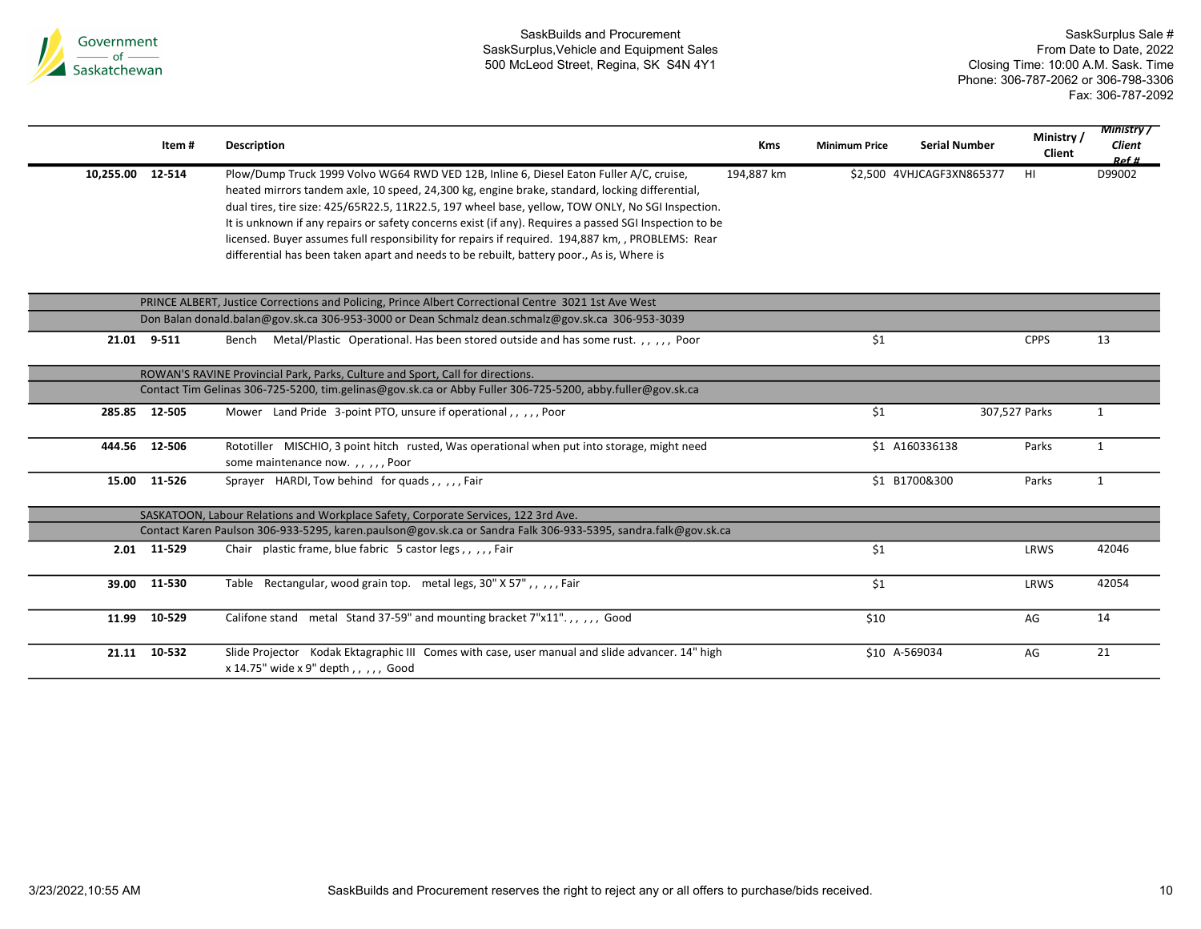| | Item # | Description | Kms | Minimum Price | Serial Number | Ministry / Client | Ministry / Client Ref # |
|---|---|---|---|---|---|---|---|
| 10,255.00 | 12-514 | Plow/Dump Truck 1999 Volvo WG64 RWD VED 12B, Inline 6, Diesel Eaton Fuller A/C, cruise, heated mirrors tandem axle, 10 speed, 24,300 kg, engine brake, standard, locking differential, dual tires, tire size: 425/65R22.5, 11R22.5, 197 wheel base, yellow, TOW ONLY, No SGI Inspection. It is unknown if any repairs or safety concerns exist (if any). Requires a passed SGI Inspection to be licensed. Buyer assumes full responsibility for repairs if required. 194,887 km, , PROBLEMS: Rear differential has been taken apart and needs to be rebuilt, battery poor., As is, Where is | 194,887 km | $2,500 | 4VHJCAGF3XN865377 | HI | D99002 |
| | | PRINCE ALBERT, Justice Corrections and Policing, Prince Albert Correctional Centre 3021 1st Ave West | | | | | |
| | | Don Balan donald.balan@gov.sk.ca 306-953-3000 or Dean Schmalz dean.schmalz@gov.sk.ca 306-953-3039 | | | | | |
| 21.01 | 9-511 | Bench Metal/Plastic Operational. Has been stored outside and has some rust. , , , , , Poor | | $1 | | CPPS | 13 |
| | | ROWAN'S RAVINE Provincial Park, Parks, Culture and Sport, Call for directions. | | | | | |
| | | Contact Tim Gelinas 306-725-5200, tim.gelinas@gov.sk.ca or Abby Fuller 306-725-5200, abby.fuller@gov.sk.ca | | | | | |
| 285.85 | 12-505 | Mower Land Pride 3-point PTO, unsure if operational , , , , , Poor | | $1 | 307,527 | Parks | 1 |
| 444.56 | 12-506 | Rototiller MISCHIO, 3 point hitch rusted, Was operational when put into storage, might need some maintenance now. , , , , , Poor | | $1 | A160336138 | Parks | 1 |
| 15.00 | 11-526 | Sprayer HARDI, Tow behind for quads , , , , , Fair | | $1 | B1700&300 | Parks | 1 |
| | | SASKATOON, Labour Relations and Workplace Safety, Corporate Services, 122 3rd Ave. | | | | | |
| | | Contact Karen Paulson 306-933-5295, karen.paulson@gov.sk.ca or Sandra Falk 306-933-5395, sandra.falk@gov.sk.ca | | | | | |
| 2.01 | 11-529 | Chair plastic frame, blue fabric 5 castor legs , , , , , Fair | | $1 | | LRWS | 42046 |
| 39.00 | 11-530 | Table Rectangular, wood grain top. metal legs, 30" X 57" , , , , , Fair | | $1 | | LRWS | 42054 |
| 11.99 | 10-529 | Califone stand metal Stand 37-59" and mounting bracket 7"x11". , , , , , Good | | $10 | | AG | 14 |
| 21.11 | 10-532 | Slide Projector Kodak Ektagraphic III Comes with case, user manual and slide advancer. 14" high x 14.75" wide x 9" depth , , , , , Good | | $10 | A-569034 | AG | 21 |

SaskBuilds and Procurement reserves the right to reject any or all offers to purchase/bids received.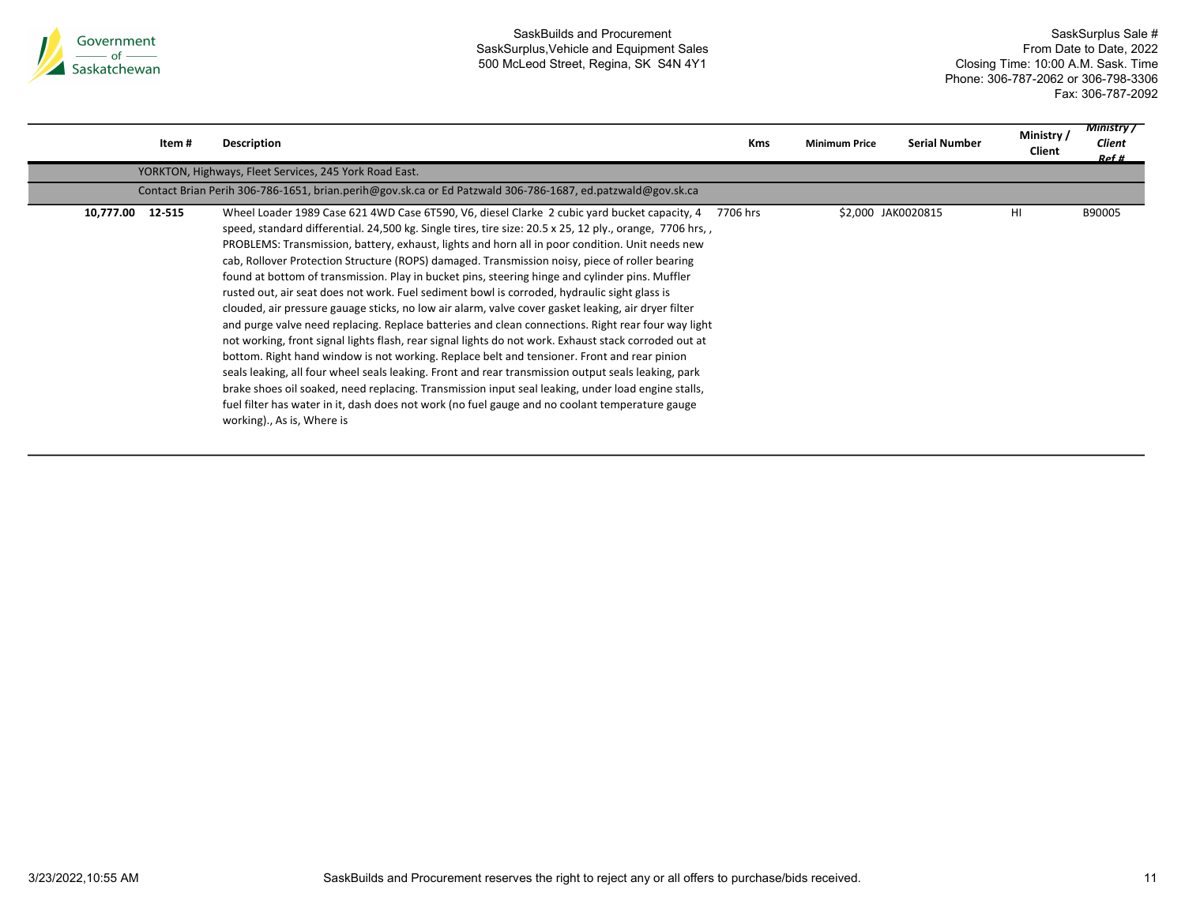| | Item # | Description | Kms | Minimum Price | Serial Number | Ministry / Client | Ministry / Client Ref # |
|---|---|---|---|---|---|---|---|
| | YORKTON, Highways, Fleet Services, 245 York Road East. | | | | | | |
| | Contact Brian Perih 306-786-1651, brian.perih@gov.sk.ca or Ed Patzwald 306-786-1687, ed.patzwald@gov.sk.ca | | | | | | |
| 10,777.00 | 12-515 | Wheel Loader 1989 Case 621 4WD Case 6T590, V6, diesel Clarke 2 cubic yard bucket capacity, 4 speed, standard differential. 24,500 kg. Single tires, tire size: 20.5 x 25, 12 ply., orange, 7706 hrs, , PROBLEMS: Transmission, battery, exhaust, lights and horn all in poor condition. Unit needs new cab, Rollover Protection Structure (ROPS) damaged. Transmission noisy, piece of roller bearing found at bottom of transmission. Play in bucket pins, steering hinge and cylinder pins. Muffler rusted out, air seat does not work. Fuel sediment bowl is corroded, hydraulic sight glass is clouded, air pressure gauage sticks, no low air alarm, valve cover gasket leaking, air dryer filter and purge valve need replacing. Replace batteries and clean connections. Right rear four way light not working, front signal lights flash, rear signal lights do not work. Exhaust stack corroded out at bottom. Right hand window is not working. Replace belt and tensioner. Front and rear pinion seals leaking, all four wheel seals leaking. Front and rear transmission output seals leaking, park brake shoes oil soaked, need replacing. Transmission input seal leaking, under load engine stalls, fuel filter has water in it, dash does not work (no fuel gauge and no coolant temperature gauge working)., As is, Where is | 7706 hrs | $2,000 | JAK0020815 | HI | B90005 |

SaskBuilds and Procurement reserves the right to reject any or all offers to purchase/bids received.